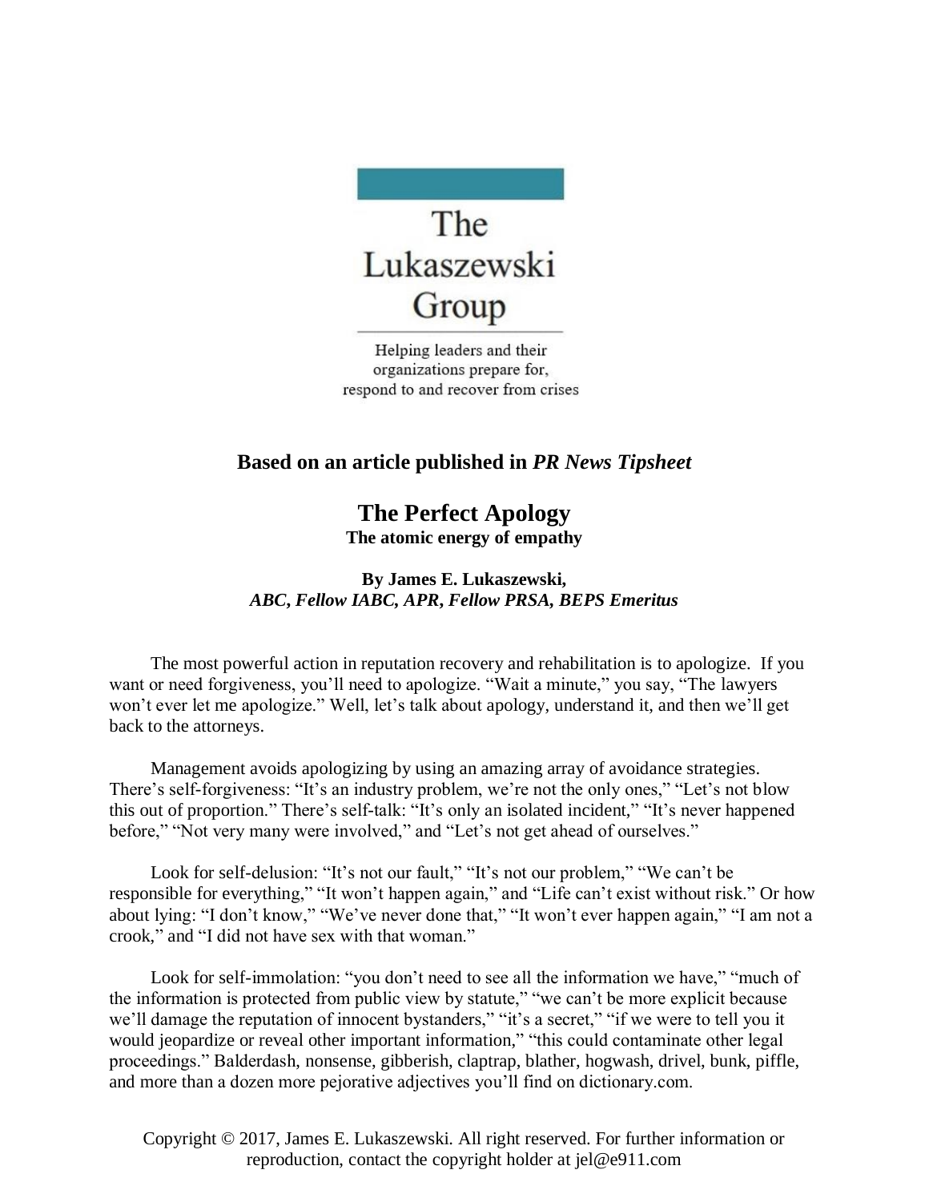The Lukaszewski Group

Helping leaders and their organizations prepare for, respond to and recover from crises

**Based on an article published in *PR News Tipsheet***

# The Perfect Apology

**The atomic energy of empathy**

**By James E. Lukaszewski,**
***ABC, Fellow IABC, APR, Fellow PRSA, BEPS Emeritus***

The most powerful action in reputation recovery and rehabilitation is to apologize. If you want or need forgiveness, you'll need to apologize. "Wait a minute," you say, "The lawyers won't ever let me apologize." Well, let's talk about apology, understand it, and then we'll get back to the attorneys.

Management avoids apologizing by using an amazing array of avoidance strategies. There's self-forgiveness: "It's an industry problem, we're not the only ones," "Let's not blow this out of proportion." There's self-talk: "It's only an isolated incident," "It's never happened before," "Not very many were involved," and "Let's not get ahead of ourselves."

Look for self-delusion: "It's not our fault," "It's not our problem," "We can't be responsible for everything," "It won't happen again," and "Life can't exist without risk." Or how about lying: "I don't know," "We've never done that," "It won't ever happen again," "I am not a crook," and "I did not have sex with that woman."

Look for self-immolation: "you don't need to see all the information we have," "much of the information is protected from public view by statute," "we can't be more explicit because we'll damage the reputation of innocent bystanders," "it's a secret," "if we were to tell you it would jeopardize or reveal other important information," "this could contaminate other legal proceedings." Balderdash, nonsense, gibberish, claptrap, blather, hogwash, drivel, bunk, piffle, and more than a dozen more pejorative adjectives you'll find on dictionary.com.

Copyright © 2017, James E. Lukaszewski. All right reserved. For further information or reproduction, contact the copyright holder at jel@e911.com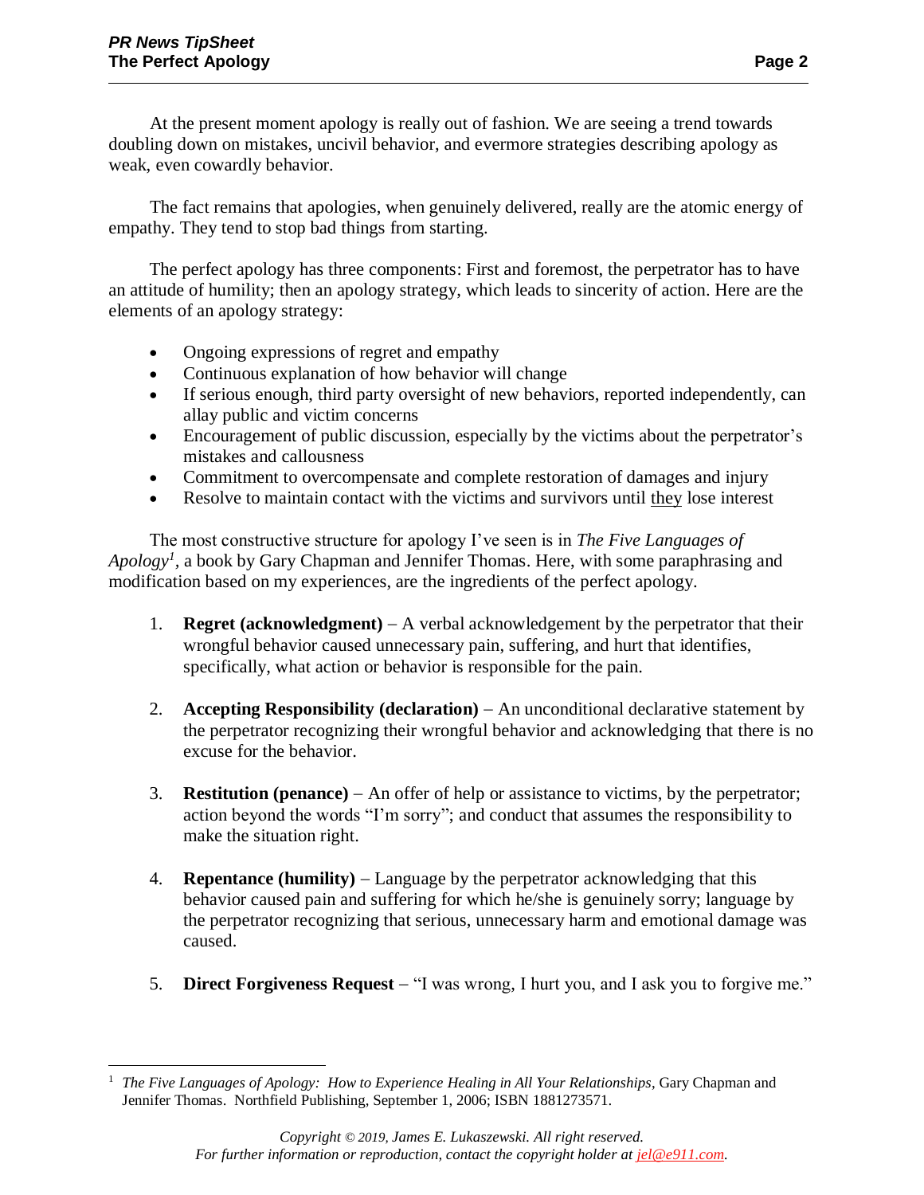At the present moment apology is really out of fashion. We are seeing a trend towards doubling down on mistakes, uncivil behavior, and evermore strategies describing apology as weak, even cowardly behavior.

The fact remains that apologies, when genuinely delivered, really are the atomic energy of empathy. They tend to stop bad things from starting.

The perfect apology has three components: First and foremost, the perpetrator has to have an attitude of humility; then an apology strategy, which leads to sincerity of action. Here are the elements of an apology strategy:

- Ongoing expressions of regret and empathy
- Continuous explanation of how behavior will change
- If serious enough, third party oversight of new behaviors, reported independently, can allay public and victim concerns
- Encouragement of public discussion, especially by the victims about the perpetrator's mistakes and callousness
- Commitment to overcompensate and complete restoration of damages and injury
- Resolve to maintain contact with the victims and survivors until <u>they</u> lose interest

The most constructive structure for apology I've seen is in *The Five Languages of Apology*[1], a book by Gary Chapman and Jennifer Thomas. Here, with some paraphrasing and modification based on my experiences, are the ingredients of the perfect apology.

1. **Regret (acknowledgment)** – A verbal acknowledgement by the perpetrator that their wrongful behavior caused unnecessary pain, suffering, and hurt that identifies, specifically, what action or behavior is responsible for the pain.

2. **Accepting Responsibility (declaration)** – An unconditional declarative statement by the perpetrator recognizing their wrongful behavior and acknowledging that there is no excuse for the behavior.

3. **Restitution (penance)** – An offer of help or assistance to victims, by the perpetrator; action beyond the words "I'm sorry"; and conduct that assumes the responsibility to make the situation right.

4. **Repentance (humility)** – Language by the perpetrator acknowledging that this behavior caused pain and suffering for which he/she is genuinely sorry; language by the perpetrator recognizing that serious, unnecessary harm and emotional damage was caused.

5. **Direct Forgiveness Request** – "I was wrong, I hurt you, and I ask you to forgive me."

---

[1] *The Five Languages of Apology: How to Experience Healing in All Your Relationships*, Gary Chapman and Jennifer Thomas. Northfield Publishing, September 1, 2006; ISBN 1881273571.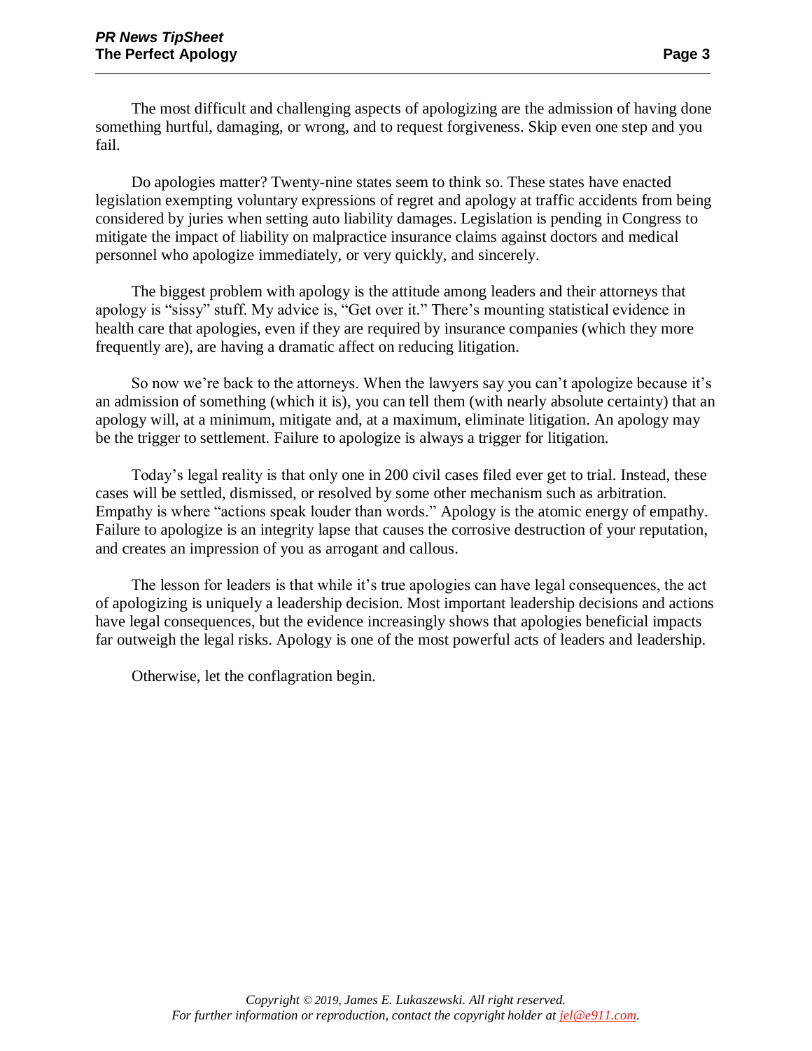The most difficult and challenging aspects of apologizing are the admission of having done something hurtful, damaging, or wrong, and to request forgiveness. Skip even one step and you fail.

Do apologies matter? Twenty-nine states seem to think so. These states have enacted legislation exempting voluntary expressions of regret and apology at traffic accidents from being considered by juries when setting auto liability damages. Legislation is pending in Congress to mitigate the impact of liability on malpractice insurance claims against doctors and medical personnel who apologize immediately, or very quickly, and sincerely.

The biggest problem with apology is the attitude among leaders and their attorneys that apology is "sissy" stuff. My advice is, "Get over it." There's mounting statistical evidence in health care that apologies, even if they are required by insurance companies (which they more frequently are), are having a dramatic affect on reducing litigation.

So now we're back to the attorneys. When the lawyers say you can't apologize because it's an admission of something (which it is), you can tell them (with nearly absolute certainty) that an apology will, at a minimum, mitigate and, at a maximum, eliminate litigation. An apology may be the trigger to settlement. Failure to apologize is always a trigger for litigation.

Today's legal reality is that only one in 200 civil cases filed ever get to trial. Instead, these cases will be settled, dismissed, or resolved by some other mechanism such as arbitration. Empathy is where "actions speak louder than words." Apology is the atomic energy of empathy. Failure to apologize is an integrity lapse that causes the corrosive destruction of your reputation, and creates an impression of you as arrogant and callous.

The lesson for leaders is that while it's true apologies can have legal consequences, the act of apologizing is uniquely a leadership decision. Most important leadership decisions and actions have legal consequences, but the evidence increasingly shows that apologies beneficial impacts far outweigh the legal risks. Apology is one of the most powerful acts of leaders and leadership.

Otherwise, let the conflagration begin.

*Copyright © 2019, James E. Lukaszewski. All right reserved.*
*For further information or reproduction, contact the copyright holder at jel@e911.com.*